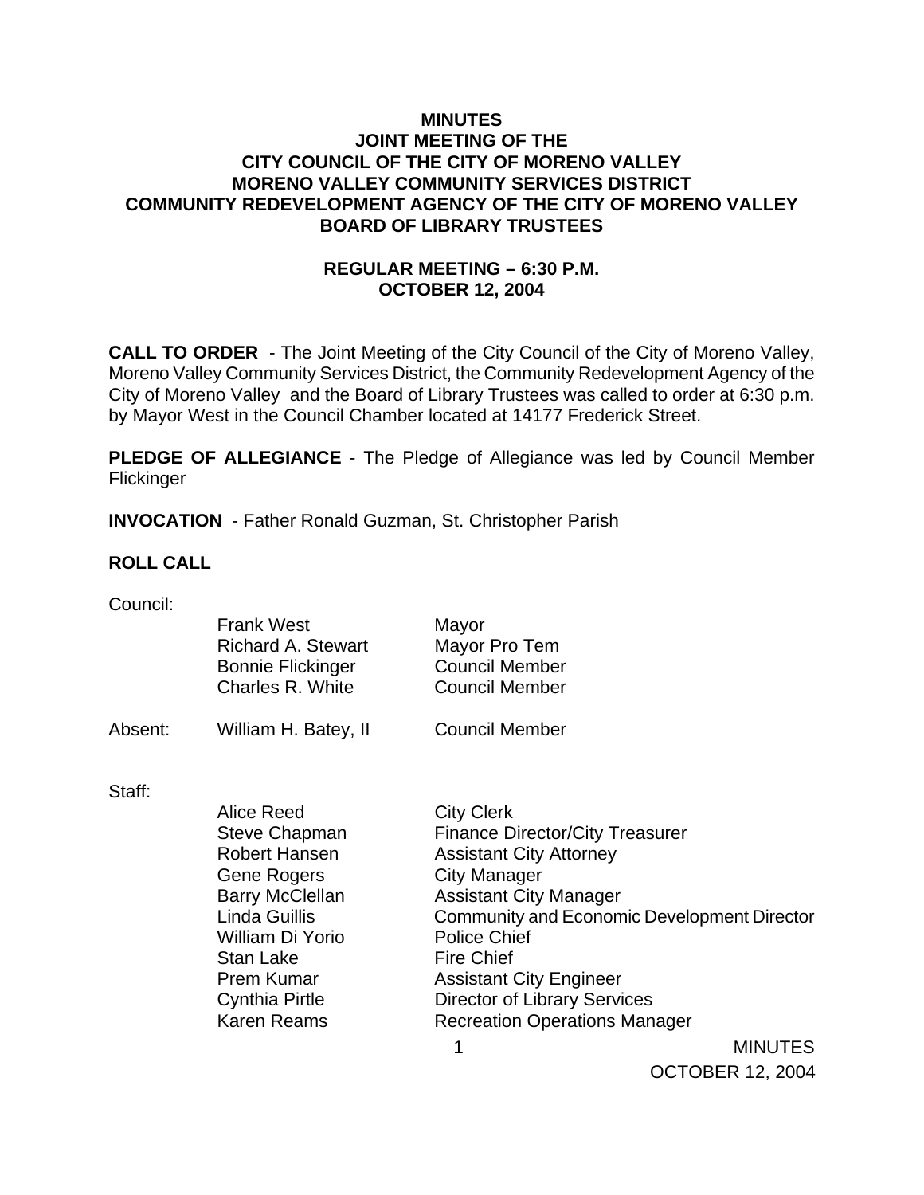# MINUTES
# JOINT MEETING OF THE
# CITY COUNCIL OF THE CITY OF MORENO VALLEY
# MORENO VALLEY COMMUNITY SERVICES DISTRICT
# COMMUNITY REDEVELOPMENT AGENCY OF THE CITY OF MORENO VALLEY
# BOARD OF LIBRARY TRUSTEES

## REGULAR MEETING – 6:30 P.M.
## OCTOBER 12, 2004

**CALL TO ORDER** - The Joint Meeting of the City Council of the City of Moreno Valley, Moreno Valley Community Services District, the Community Redevelopment Agency of the City of Moreno Valley and the Board of Library Trustees was called to order at 6:30 p.m. by Mayor West in the Council Chamber located at 14177 Frederick Street.

**PLEDGE OF ALLEGIANCE** - The Pledge of Allegiance was led by Council Member Flickinger

**INVOCATION** - Father Ronald Guzman, St. Christopher Parish

**ROLL CALL**

Council:

| | | |
|---|---|---|
| | Frank West | Mayor |
| | Richard A. Stewart | Mayor Pro Tem |
| | Bonnie Flickinger | Council Member |
| | Charles R. White | Council Member |
| Absent: | William H. Batey, II | Council Member |

Staff:

| | |
|---|---|
| Alice Reed | City Clerk |
| Steve Chapman | Finance Director/City Treasurer |
| Robert Hansen | Assistant City Attorney |
| Gene Rogers | City Manager |
| Barry McClellan | Assistant City Manager |
| Linda Guillis | Community and Economic Development Director |
| William Di Yorio | Police Chief |
| Stan Lake | Fire Chief |
| Prem Kumar | Assistant City Engineer |
| Cynthia Pirtle | Director of Library Services |
| Karen Reams | Recreation Operations Manager |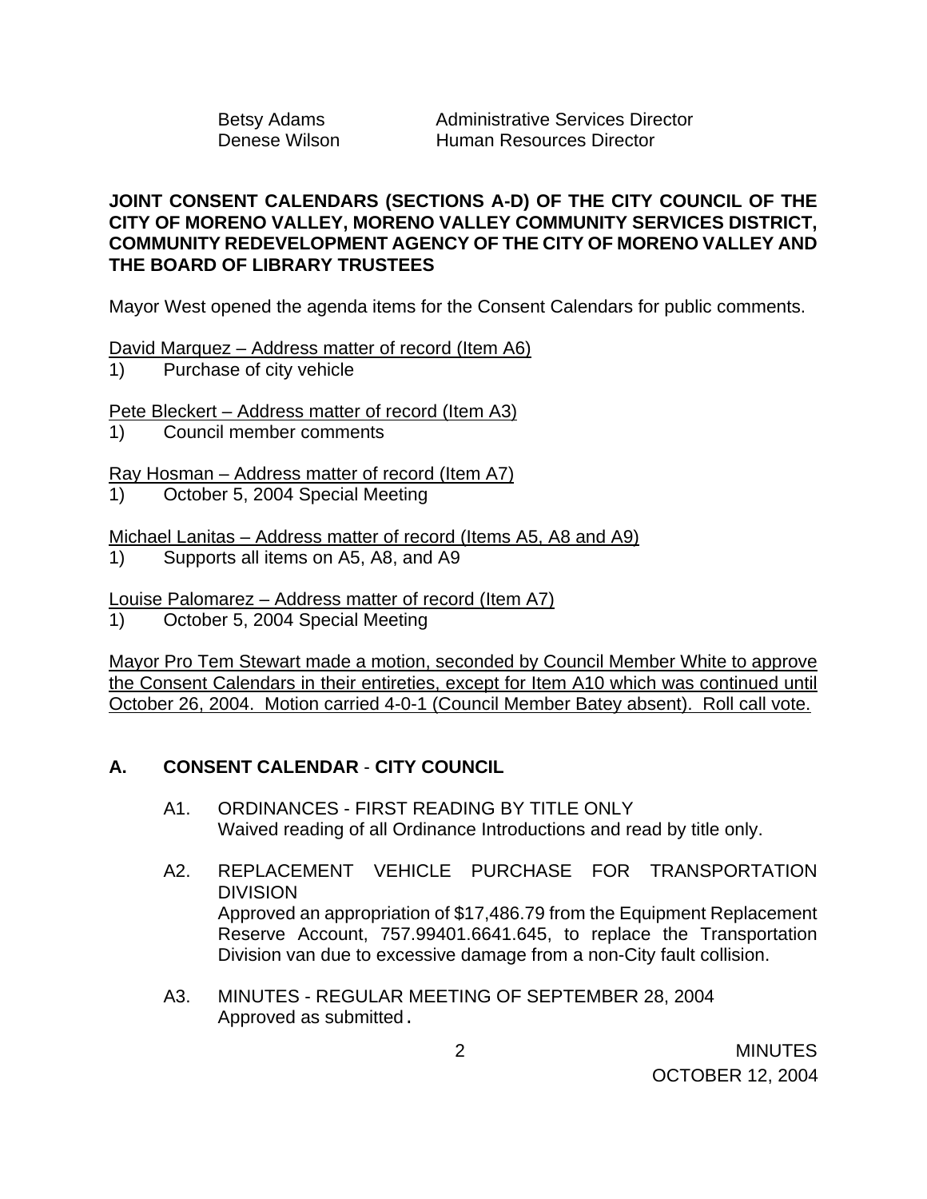| | |
|---|---|
| Betsy Adams | Administrative Services Director |
| Denese Wilson | Human Resources Director |

**JOINT CONSENT CALENDARS (SECTIONS A-D) OF THE CITY COUNCIL OF THE CITY OF MORENO VALLEY, MORENO VALLEY COMMUNITY SERVICES DISTRICT, COMMUNITY REDEVELOPMENT AGENCY OF THE CITY OF MORENO VALLEY AND THE BOARD OF LIBRARY TRUSTEES**

Mayor West opened the agenda items for the Consent Calendars for public comments.

<u>David Marquez – Address matter of record (Item A6)</u>
1) Purchase of city vehicle

<u>Pete Bleckert – Address matter of record (Item A3)</u>
1) Council member comments

<u>Ray Hosman – Address matter of record (Item A7)</u>
1) October 5, 2004 Special Meeting

<u>Michael Lanitas – Address matter of record (Items A5, A8 and A9)</u>
1) Supports all items on A5, A8, and A9

<u>Louise Palomarez – Address matter of record (Item A7)</u>
1) October 5, 2004 Special Meeting

<u>Mayor Pro Tem Stewart made a motion, seconded by Council Member White to approve the Consent Calendars in their entireties, except for Item A10 which was continued until October 26, 2004. Motion carried 4-0-1 (Council Member Batey absent). Roll call vote.</u>

## A. CONSENT CALENDAR - CITY COUNCIL

A1. ORDINANCES - FIRST READING BY TITLE ONLY
Waived reading of all Ordinance Introductions and read by title only.

A2. REPLACEMENT VEHICLE PURCHASE FOR TRANSPORTATION DIVISION
Approved an appropriation of $17,486.79 from the Equipment Replacement Reserve Account, 757.99401.6641.645, to replace the Transportation Division van due to excessive damage from a non-City fault collision.

A3. MINUTES - REGULAR MEETING OF SEPTEMBER 28, 2004
Approved as submitted.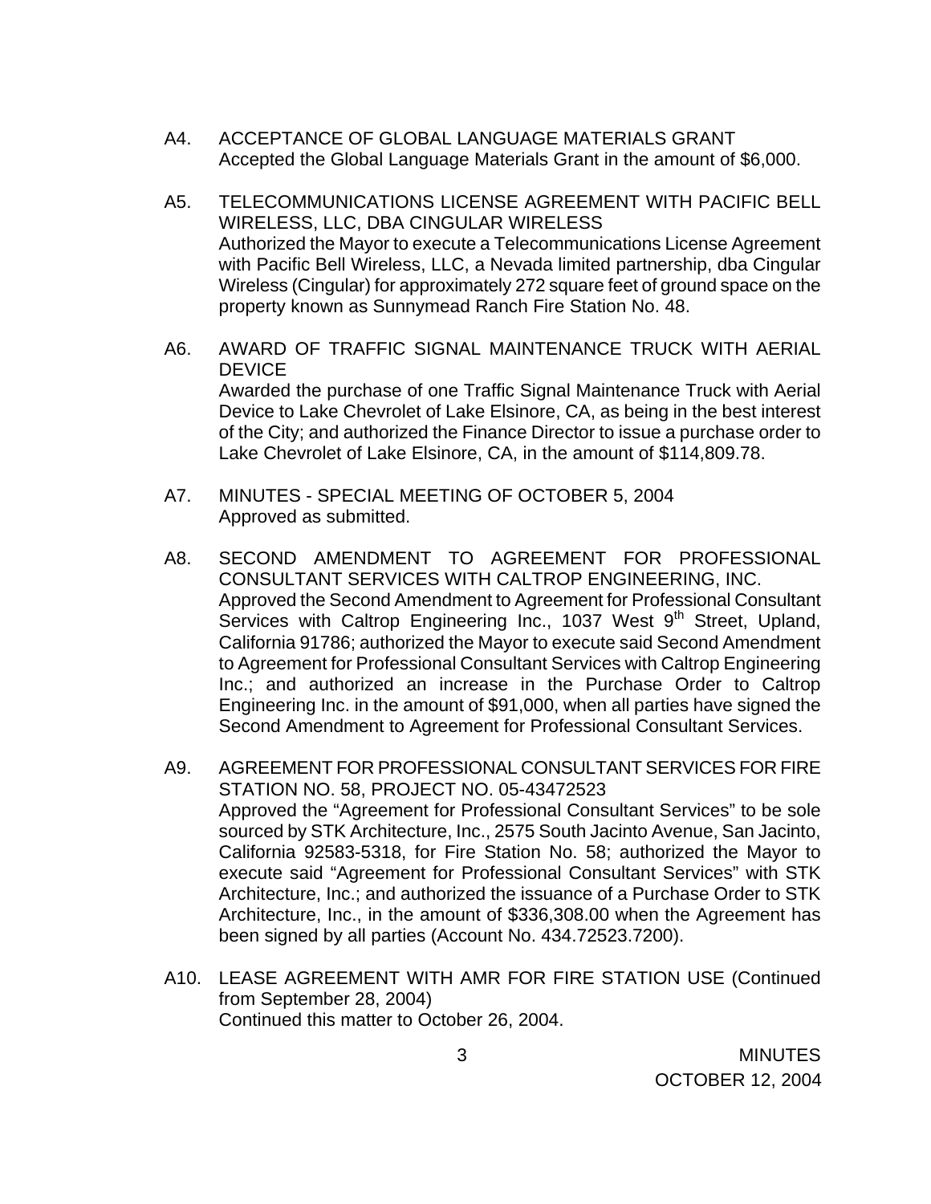A4. ACCEPTANCE OF GLOBAL LANGUAGE MATERIALS GRANT
Accepted the Global Language Materials Grant in the amount of $6,000.

A5. TELECOMMUNICATIONS LICENSE AGREEMENT WITH PACIFIC BELL WIRELESS, LLC, DBA CINGULAR WIRELESS
Authorized the Mayor to execute a Telecommunications License Agreement with Pacific Bell Wireless, LLC, a Nevada limited partnership, dba Cingular Wireless (Cingular) for approximately 272 square feet of ground space on the property known as Sunnymead Ranch Fire Station No. 48.

A6. AWARD OF TRAFFIC SIGNAL MAINTENANCE TRUCK WITH AERIAL DEVICE
Awarded the purchase of one Traffic Signal Maintenance Truck with Aerial Device to Lake Chevrolet of Lake Elsinore, CA, as being in the best interest of the City; and authorized the Finance Director to issue a purchase order to Lake Chevrolet of Lake Elsinore, CA, in the amount of $114,809.78.

A7. MINUTES - SPECIAL MEETING OF OCTOBER 5, 2004
Approved as submitted.

A8. SECOND AMENDMENT TO AGREEMENT FOR PROFESSIONAL CONSULTANT SERVICES WITH CALTROP ENGINEERING, INC.
Approved the Second Amendment to Agreement for Professional Consultant Services with Caltrop Engineering Inc., 1037 West 9th Street, Upland, California 91786; authorized the Mayor to execute said Second Amendment to Agreement for Professional Consultant Services with Caltrop Engineering Inc.; and authorized an increase in the Purchase Order to Caltrop Engineering Inc. in the amount of $91,000, when all parties have signed the Second Amendment to Agreement for Professional Consultant Services.

A9. AGREEMENT FOR PROFESSIONAL CONSULTANT SERVICES FOR FIRE STATION NO. 58, PROJECT NO. 05-43472523
Approved the "Agreement for Professional Consultant Services" to be sole sourced by STK Architecture, Inc., 2575 South Jacinto Avenue, San Jacinto, California 92583-5318, for Fire Station No. 58; authorized the Mayor to execute said "Agreement for Professional Consultant Services" with STK Architecture, Inc.; and authorized the issuance of a Purchase Order to STK Architecture, Inc., in the amount of $336,308.00 when the Agreement has been signed by all parties (Account No. 434.72523.7200).

A10. LEASE AGREEMENT WITH AMR FOR FIRE STATION USE (Continued from September 28, 2004)
Continued this matter to October 26, 2004.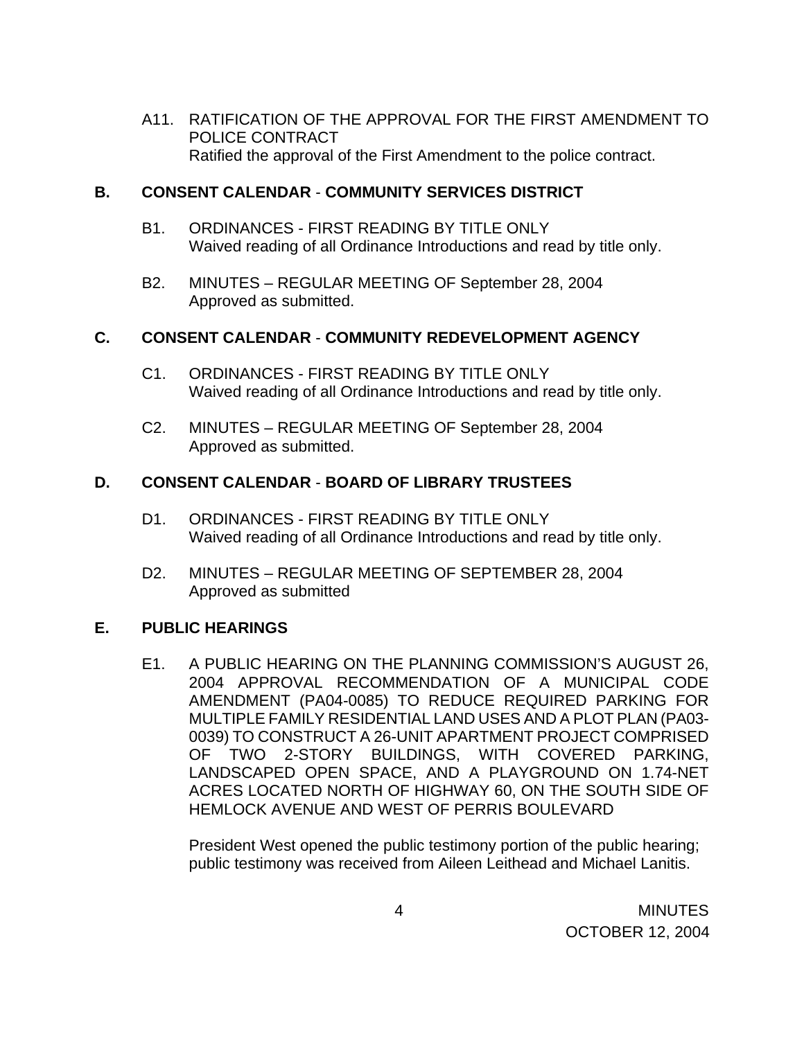A11. RATIFICATION OF THE APPROVAL FOR THE FIRST AMENDMENT TO POLICE CONTRACT
Ratified the approval of the First Amendment to the police contract.

## B. CONSENT CALENDAR - COMMUNITY SERVICES DISTRICT

B1. ORDINANCES - FIRST READING BY TITLE ONLY
Waived reading of all Ordinance Introductions and read by title only.

B2. MINUTES – REGULAR MEETING OF September 28, 2004
Approved as submitted.

## C. CONSENT CALENDAR - COMMUNITY REDEVELOPMENT AGENCY

C1. ORDINANCES - FIRST READING BY TITLE ONLY
Waived reading of all Ordinance Introductions and read by title only.

C2. MINUTES – REGULAR MEETING OF September 28, 2004
Approved as submitted.

## D. CONSENT CALENDAR - BOARD OF LIBRARY TRUSTEES

D1. ORDINANCES - FIRST READING BY TITLE ONLY
Waived reading of all Ordinance Introductions and read by title only.

D2. MINUTES – REGULAR MEETING OF SEPTEMBER 28, 2004
Approved as submitted

## E. PUBLIC HEARINGS

E1. A PUBLIC HEARING ON THE PLANNING COMMISSION'S AUGUST 26, 2004 APPROVAL RECOMMENDATION OF A MUNICIPAL CODE AMENDMENT (PA04-0085) TO REDUCE REQUIRED PARKING FOR MULTIPLE FAMILY RESIDENTIAL LAND USES AND A PLOT PLAN (PA03-0039) TO CONSTRUCT A 26-UNIT APARTMENT PROJECT COMPRISED OF TWO 2-STORY BUILDINGS, WITH COVERED PARKING, LANDSCAPED OPEN SPACE, AND A PLAYGROUND ON 1.74-NET ACRES LOCATED NORTH OF HIGHWAY 60, ON THE SOUTH SIDE OF HEMLOCK AVENUE AND WEST OF PERRIS BOULEVARD

President West opened the public testimony portion of the public hearing; public testimony was received from Aileen Leithead and Michael Lanitis.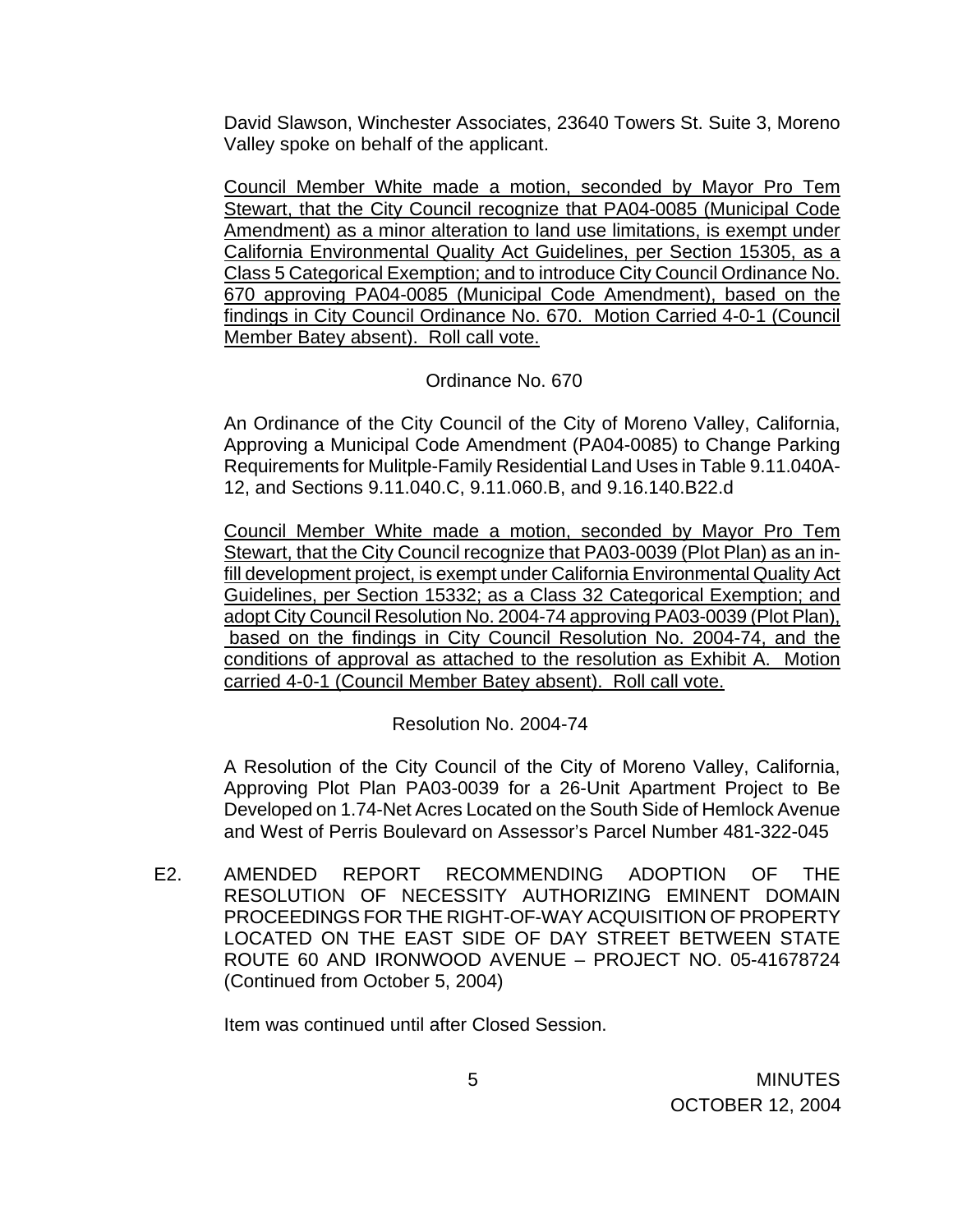David Slawson, Winchester Associates, 23640 Towers St. Suite 3, Moreno Valley spoke on behalf of the applicant.

<u>Council Member White made a motion, seconded by Mayor Pro Tem Stewart, that the City Council recognize that PA04-0085 (Municipal Code Amendment) as a minor alteration to land use limitations, is exempt under California Environmental Quality Act Guidelines, per Section 15305, as a Class 5 Categorical Exemption; and to introduce City Council Ordinance No. 670 approving PA04-0085 (Municipal Code Amendment), based on the findings in City Council Ordinance No. 670. Motion Carried 4-0-1 (Council Member Batey absent). Roll call vote.</u>

Ordinance No. 670

An Ordinance of the City Council of the City of Moreno Valley, California, Approving a Municipal Code Amendment (PA04-0085) to Change Parking Requirements for Mulitple-Family Residential Land Uses in Table 9.11.040A-12, and Sections 9.11.040.C, 9.11.060.B, and 9.16.140.B22.d

<u>Council Member White made a motion, seconded by Mayor Pro Tem Stewart, that the City Council recognize that PA03-0039 (Plot Plan) as an in-fill development project, is exempt under California Environmental Quality Act Guidelines, per Section 15332; as a Class 32 Categorical Exemption; and adopt City Council Resolution No. 2004-74 approving PA03-0039 (Plot Plan), based on the findings in City Council Resolution No. 2004-74, and the conditions of approval as attached to the resolution as Exhibit A. Motion carried 4-0-1 (Council Member Batey absent). Roll call vote.</u>

Resolution No. 2004-74

A Resolution of the City Council of the City of Moreno Valley, California, Approving Plot Plan PA03-0039 for a 26-Unit Apartment Project to Be Developed on 1.74-Net Acres Located on the South Side of Hemlock Avenue and West of Perris Boulevard on Assessor's Parcel Number 481-322-045

E2. AMENDED REPORT RECOMMENDING ADOPTION OF THE RESOLUTION OF NECESSITY AUTHORIZING EMINENT DOMAIN PROCEEDINGS FOR THE RIGHT-OF-WAY ACQUISITION OF PROPERTY LOCATED ON THE EAST SIDE OF DAY STREET BETWEEN STATE ROUTE 60 AND IRONWOOD AVENUE – PROJECT NO. 05-41678724 (Continued from October 5, 2004)

Item was continued until after Closed Session.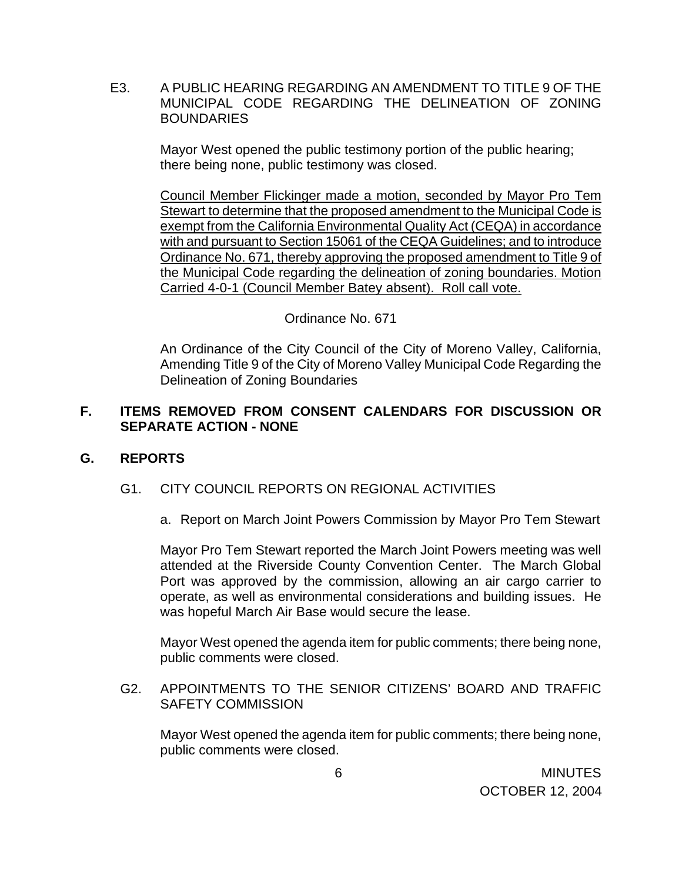E3. A PUBLIC HEARING REGARDING AN AMENDMENT TO TITLE 9 OF THE MUNICIPAL CODE REGARDING THE DELINEATION OF ZONING BOUNDARIES

Mayor West opened the public testimony portion of the public hearing; there being none, public testimony was closed.

<u>Council Member Flickinger made a motion, seconded by Mayor Pro Tem Stewart to determine that the proposed amendment to the Municipal Code is exempt from the California Environmental Quality Act (CEQA) in accordance with and pursuant to Section 15061 of the CEQA Guidelines; and to introduce Ordinance No. 671, thereby approving the proposed amendment to Title 9 of the Municipal Code regarding the delineation of zoning boundaries. Motion Carried 4-0-1 (Council Member Batey absent). Roll call vote.</u>

Ordinance No. 671

An Ordinance of the City Council of the City of Moreno Valley, California, Amending Title 9 of the City of Moreno Valley Municipal Code Regarding the Delineation of Zoning Boundaries

## F. ITEMS REMOVED FROM CONSENT CALENDARS FOR DISCUSSION OR SEPARATE ACTION - NONE

## G. REPORTS

G1. CITY COUNCIL REPORTS ON REGIONAL ACTIVITIES

a. Report on March Joint Powers Commission by Mayor Pro Tem Stewart

Mayor Pro Tem Stewart reported the March Joint Powers meeting was well attended at the Riverside County Convention Center. The March Global Port was approved by the commission, allowing an air cargo carrier to operate, as well as environmental considerations and building issues. He was hopeful March Air Base would secure the lease.

Mayor West opened the agenda item for public comments; there being none, public comments were closed.

G2. APPOINTMENTS TO THE SENIOR CITIZENS' BOARD AND TRAFFIC SAFETY COMMISSION

Mayor West opened the agenda item for public comments; there being none, public comments were closed.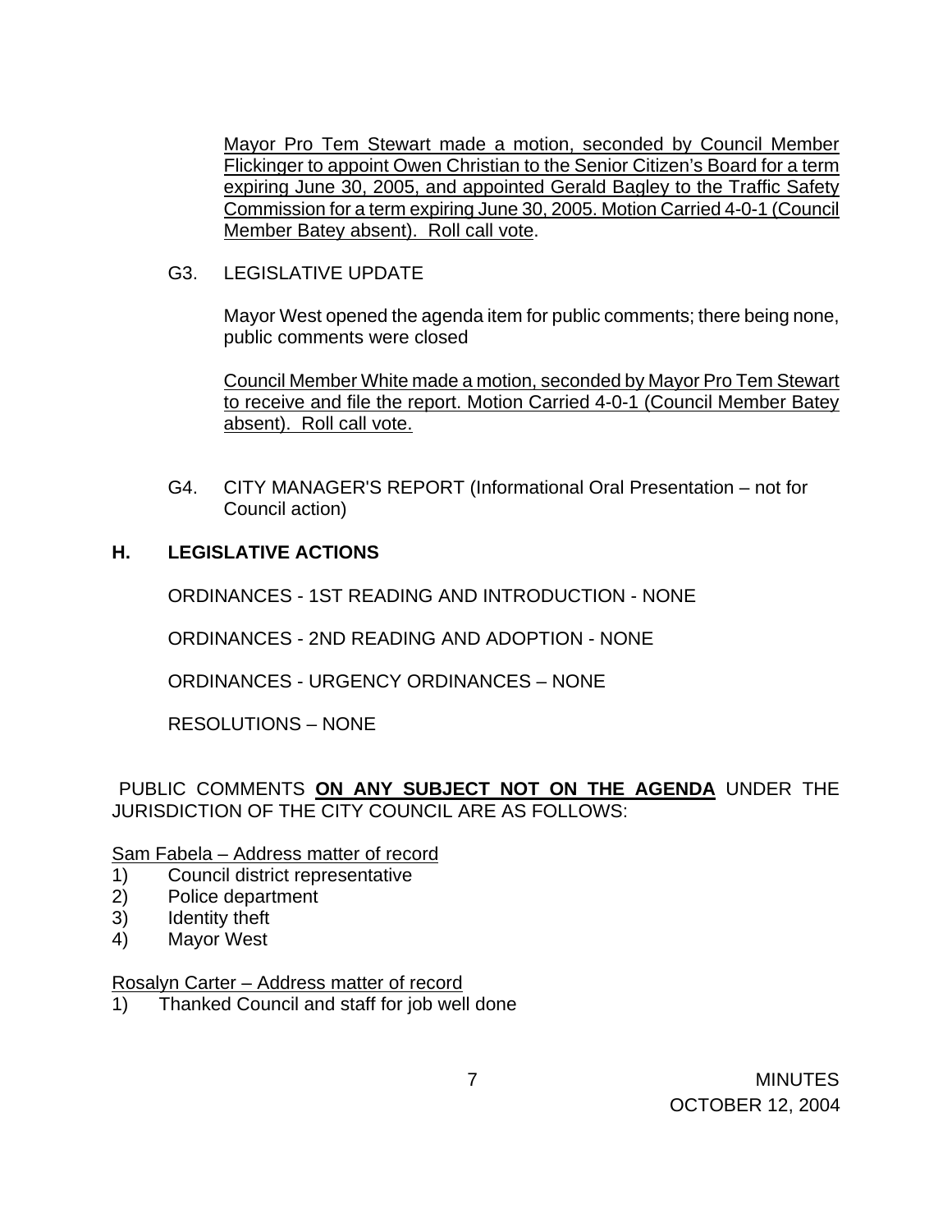Mayor Pro Tem Stewart made a motion, seconded by Council Member Flickinger to appoint Owen Christian to the Senior Citizen's Board for a term expiring June 30, 2005, and appointed Gerald Bagley to the Traffic Safety Commission for a term expiring June 30, 2005. Motion Carried 4-0-1 (Council Member Batey absent). Roll call vote.

G3. LEGISLATIVE UPDATE

Mayor West opened the agenda item for public comments; there being none, public comments were closed

Council Member White made a motion, seconded by Mayor Pro Tem Stewart to receive and file the report. Motion Carried 4-0-1 (Council Member Batey absent). Roll call vote.

G4. CITY MANAGER'S REPORT (Informational Oral Presentation – not for Council action)

## H. LEGISLATIVE ACTIONS

ORDINANCES - 1ST READING AND INTRODUCTION - NONE

ORDINANCES - 2ND READING AND ADOPTION - NONE

ORDINANCES - URGENCY ORDINANCES – NONE

RESOLUTIONS – NONE

PUBLIC COMMENTS **ON ANY SUBJECT NOT ON THE AGENDA** UNDER THE JURISDICTION OF THE CITY COUNCIL ARE AS FOLLOWS:

Sam Fabela – Address matter of record

1) Council district representative
2) Police department
3) Identity theft
4) Mayor West

Rosalyn Carter – Address matter of record

1) Thanked Council and staff for job well done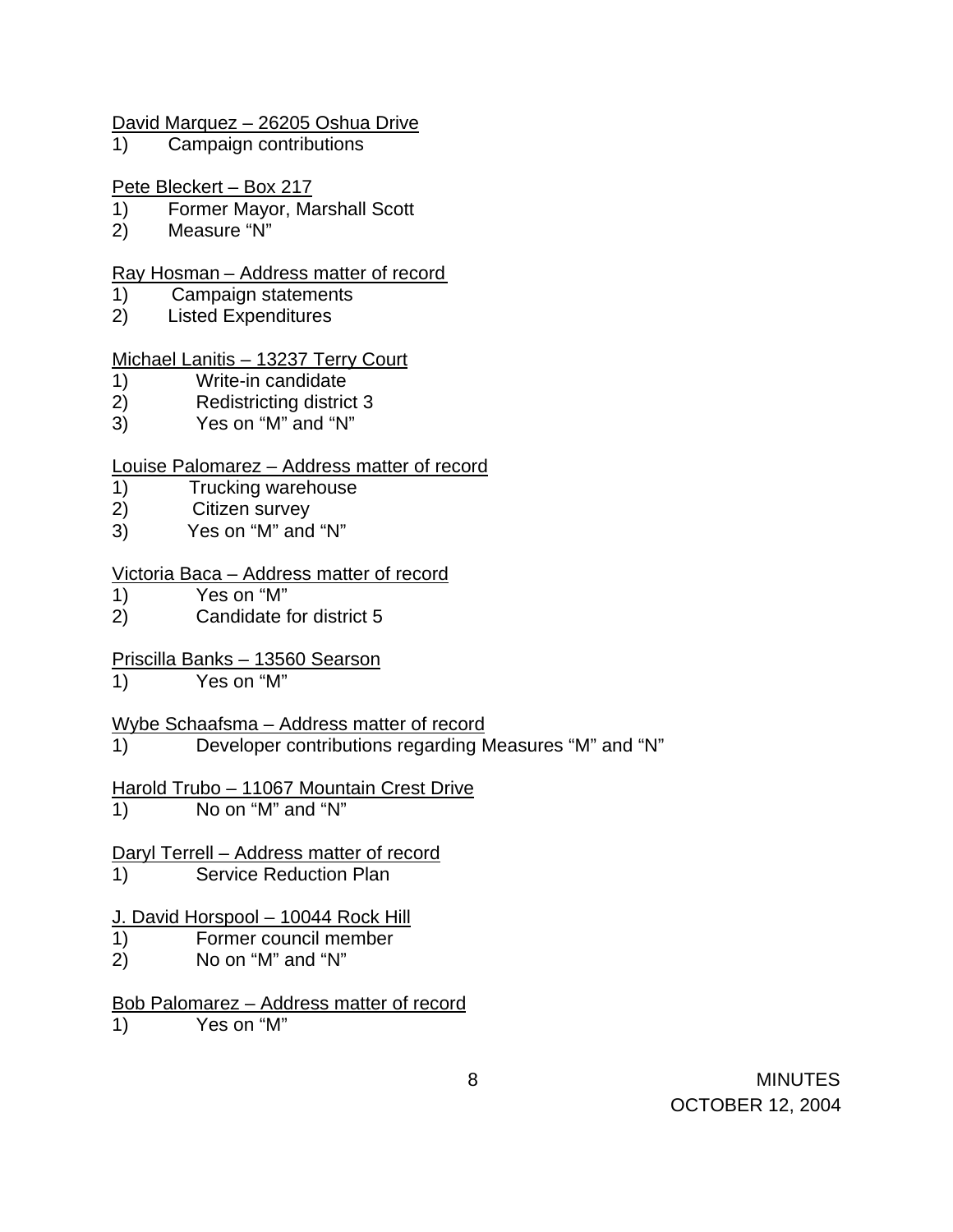<u>David Marquez – 26205 Oshua Drive</u>

1) Campaign contributions

<u>Pete Bleckert – Box 217</u>

1) Former Mayor, Marshall Scott
2) Measure "N"

<u>Ray Hosman – Address matter of record</u>

1) Campaign statements
2) Listed Expenditures

<u>Michael Lanitis – 13237 Terry Court</u>

1) Write-in candidate
2) Redistricting district 3
3) Yes on "M" and "N"

<u>Louise Palomarez – Address matter of record</u>

1) Trucking warehouse
2) Citizen survey
3) Yes on "M" and "N"

<u>Victoria Baca – Address matter of record</u>

1) Yes on "M"
2) Candidate for district 5

<u>Priscilla Banks – 13560 Searson</u>

1) Yes on "M"

<u>Wybe Schaafsma – Address matter of record</u>

1) Developer contributions regarding Measures "M" and "N"

<u>Harold Trubo – 11067 Mountain Crest Drive</u>

1) No on "M" and "N"

<u>Daryl Terrell – Address matter of record</u>

1) Service Reduction Plan

<u>J. David Horspool – 10044 Rock Hill</u>

1) Former council member
2) No on "M" and "N"

<u>Bob Palomarez – Address matter of record</u>

1) Yes on "M"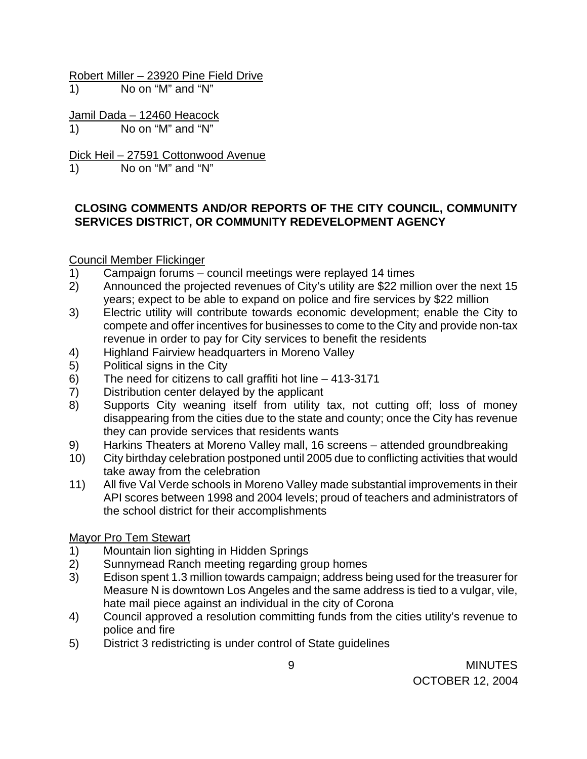Robert Miller – 23920 Pine Field Drive

1) No on “M” and “N”

Jamil Dada – 12460 Heacock

1) No on “M” and “N”

Dick Heil – 27591 Cottonwood Avenue

1) No on “M” and “N”

**CLOSING COMMENTS AND/OR REPORTS OF THE CITY COUNCIL, COMMUNITY SERVICES DISTRICT, OR COMMUNITY REDEVELOPMENT AGENCY**

Council Member Flickinger

1) Campaign forums – council meetings were replayed 14 times
2) Announced the projected revenues of City’s utility are $22 million over the next 15 years; expect to be able to expand on police and fire services by $22 million
3) Electric utility will contribute towards economic development; enable the City to compete and offer incentives for businesses to come to the City and provide non-tax revenue in order to pay for City services to benefit the residents
4) Highland Fairview headquarters in Moreno Valley
5) Political signs in the City
6) The need for citizens to call graffiti hot line – 413-3171
7) Distribution center delayed by the applicant
8) Supports City weaning itself from utility tax, not cutting off; loss of money disappearing from the cities due to the state and county; once the City has revenue they can provide services that residents wants
9) Harkins Theaters at Moreno Valley mall, 16 screens – attended groundbreaking
10) City birthday celebration postponed until 2005 due to conflicting activities that would take away from the celebration
11) All five Val Verde schools in Moreno Valley made substantial improvements in their API scores between 1998 and 2004 levels; proud of teachers and administrators of the school district for their accomplishments

Mayor Pro Tem Stewart

1) Mountain lion sighting in Hidden Springs
2) Sunnymead Ranch meeting regarding group homes
3) Edison spent 1.3 million towards campaign; address being used for the treasurer for Measure N is downtown Los Angeles and the same address is tied to a vulgar, vile, hate mail piece against an individual in the city of Corona
4) Council approved a resolution committing funds from the cities utility’s revenue to police and fire
5) District 3 redistricting is under control of State guidelines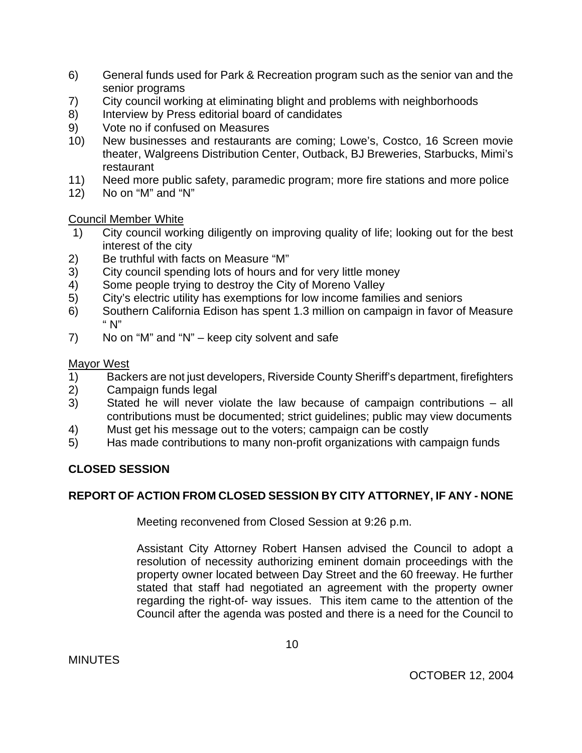6) General funds used for Park & Recreation program such as the senior van and the senior programs
7) City council working at eliminating blight and problems with neighborhoods
8) Interview by Press editorial board of candidates
9) Vote no if confused on Measures
10) New businesses and restaurants are coming; Lowe's, Costco, 16 Screen movie theater, Walgreens Distribution Center, Outback, BJ Breweries, Starbucks, Mimi's restaurant
11) Need more public safety, paramedic program; more fire stations and more police
12) No on "M" and "N"

Council Member White

1) City council working diligently on improving quality of life; looking out for the best interest of the city
2) Be truthful with facts on Measure "M"
3) City council spending lots of hours and for very little money
4) Some people trying to destroy the City of Moreno Valley
5) City's electric utility has exemptions for low income families and seniors
6) Southern California Edison has spent 1.3 million on campaign in favor of Measure " N"
7) No on "M" and "N" – keep city solvent and safe

Mayor West

1) Backers are not just developers, Riverside County Sheriff's department, firefighters
2) Campaign funds legal
3) Stated he will never violate the law because of campaign contributions – all contributions must be documented; strict guidelines; public may view documents
4) Must get his message out to the voters; campaign can be costly
5) Has made contributions to many non-profit organizations with campaign funds

**CLOSED SESSION**

**REPORT OF ACTION FROM CLOSED SESSION BY CITY ATTORNEY, IF ANY - NONE**

Meeting reconvened from Closed Session at 9:26 p.m.

Assistant City Attorney Robert Hansen advised the Council to adopt a resolution of necessity authorizing eminent domain proceedings with the property owner located between Day Street and the 60 freeway. He further stated that staff had negotiated an agreement with the property owner regarding the right-of- way issues. This item came to the attention of the Council after the agenda was posted and there is a need for the Council to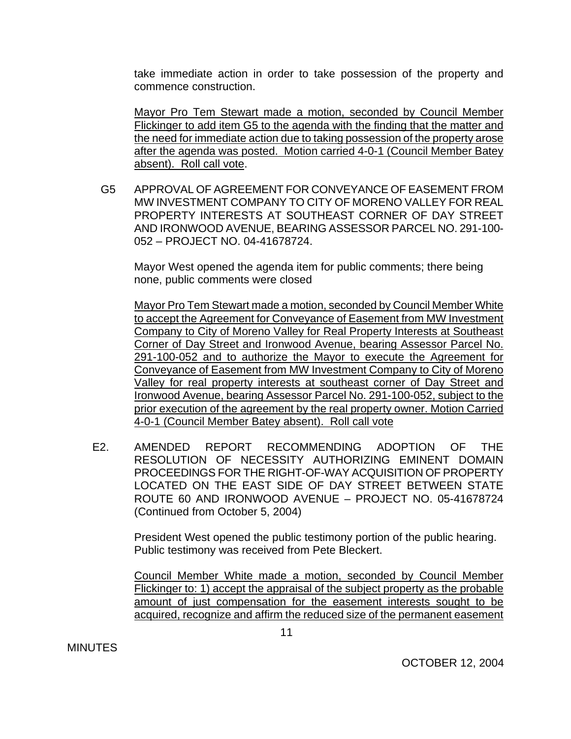take immediate action in order to take possession of the property and commence construction.

Mayor Pro Tem Stewart made a motion, seconded by Council Member Flickinger to add item G5 to the agenda with the finding that the matter and the need for immediate action due to taking possession of the property arose after the agenda was posted. Motion carried 4-0-1 (Council Member Batey absent). Roll call vote.

G5 APPROVAL OF AGREEMENT FOR CONVEYANCE OF EASEMENT FROM MW INVESTMENT COMPANY TO CITY OF MORENO VALLEY FOR REAL PROPERTY INTERESTS AT SOUTHEAST CORNER OF DAY STREET AND IRONWOOD AVENUE, BEARING ASSESSOR PARCEL NO. 291-100-052 – PROJECT NO. 04-41678724.

Mayor West opened the agenda item for public comments; there being none, public comments were closed

Mayor Pro Tem Stewart made a motion, seconded by Council Member White to accept the Agreement for Conveyance of Easement from MW Investment Company to City of Moreno Valley for Real Property Interests at Southeast Corner of Day Street and Ironwood Avenue, bearing Assessor Parcel No. 291-100-052 and to authorize the Mayor to execute the Agreement for Conveyance of Easement from MW Investment Company to City of Moreno Valley for real property interests at southeast corner of Day Street and Ironwood Avenue, bearing Assessor Parcel No. 291-100-052, subject to the prior execution of the agreement by the real property owner. Motion Carried 4-0-1 (Council Member Batey absent). Roll call vote

E2. AMENDED REPORT RECOMMENDING ADOPTION OF THE RESOLUTION OF NECESSITY AUTHORIZING EMINENT DOMAIN PROCEEDINGS FOR THE RIGHT-OF-WAY ACQUISITION OF PROPERTY LOCATED ON THE EAST SIDE OF DAY STREET BETWEEN STATE ROUTE 60 AND IRONWOOD AVENUE – PROJECT NO. 05-41678724 (Continued from October 5, 2004)

President West opened the public testimony portion of the public hearing. Public testimony was received from Pete Bleckert.

Council Member White made a motion, seconded by Council Member Flickinger to: 1) accept the appraisal of the subject property as the probable amount of just compensation for the easement interests sought to be acquired, recognize and affirm the reduced size of the permanent easement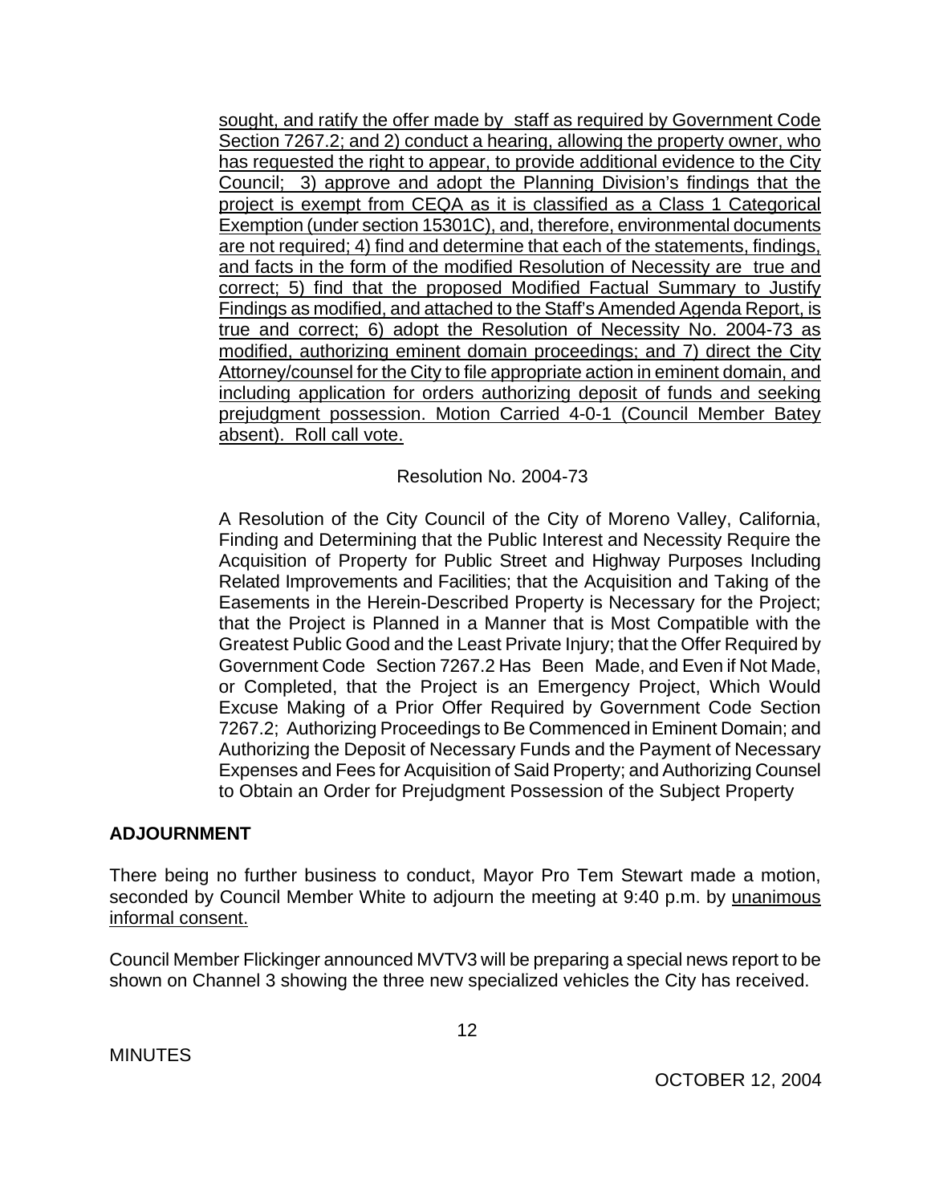sought, and ratify the offer made by staff as required by Government Code Section 7267.2; and 2) conduct a hearing, allowing the property owner, who has requested the right to appear, to provide additional evidence to the City Council; 3) approve and adopt the Planning Division's findings that the project is exempt from CEQA as it is classified as a Class 1 Categorical Exemption (under section 15301C), and, therefore, environmental documents are not required; 4) find and determine that each of the statements, findings, and facts in the form of the modified Resolution of Necessity are true and correct; 5) find that the proposed Modified Factual Summary to Justify Findings as modified, and attached to the Staff's Amended Agenda Report, is true and correct; 6) adopt the Resolution of Necessity No. 2004-73 as modified, authorizing eminent domain proceedings; and 7) direct the City Attorney/counsel for the City to file appropriate action in eminent domain, and including application for orders authorizing deposit of funds and seeking prejudgment possession. Motion Carried 4-0-1 (Council Member Batey absent). Roll call vote.

Resolution No. 2004-73

A Resolution of the City Council of the City of Moreno Valley, California, Finding and Determining that the Public Interest and Necessity Require the Acquisition of Property for Public Street and Highway Purposes Including Related Improvements and Facilities; that the Acquisition and Taking of the Easements in the Herein-Described Property is Necessary for the Project; that the Project is Planned in a Manner that is Most Compatible with the Greatest Public Good and the Least Private Injury; that the Offer Required by Government Code Section 7267.2 Has Been Made, and Even if Not Made, or Completed, that the Project is an Emergency Project, Which Would Excuse Making of a Prior Offer Required by Government Code Section 7267.2; Authorizing Proceedings to Be Commenced in Eminent Domain; and Authorizing the Deposit of Necessary Funds and the Payment of Necessary Expenses and Fees for Acquisition of Said Property; and Authorizing Counsel to Obtain an Order for Prejudgment Possession of the Subject Property

## ADJOURNMENT

There being no further business to conduct, Mayor Pro Tem Stewart made a motion, seconded by Council Member White to adjourn the meeting at 9:40 p.m. by unanimous informal consent.

Council Member Flickinger announced MVTV3 will be preparing a special news report to be shown on Channel 3 showing the three new specialized vehicles the City has received.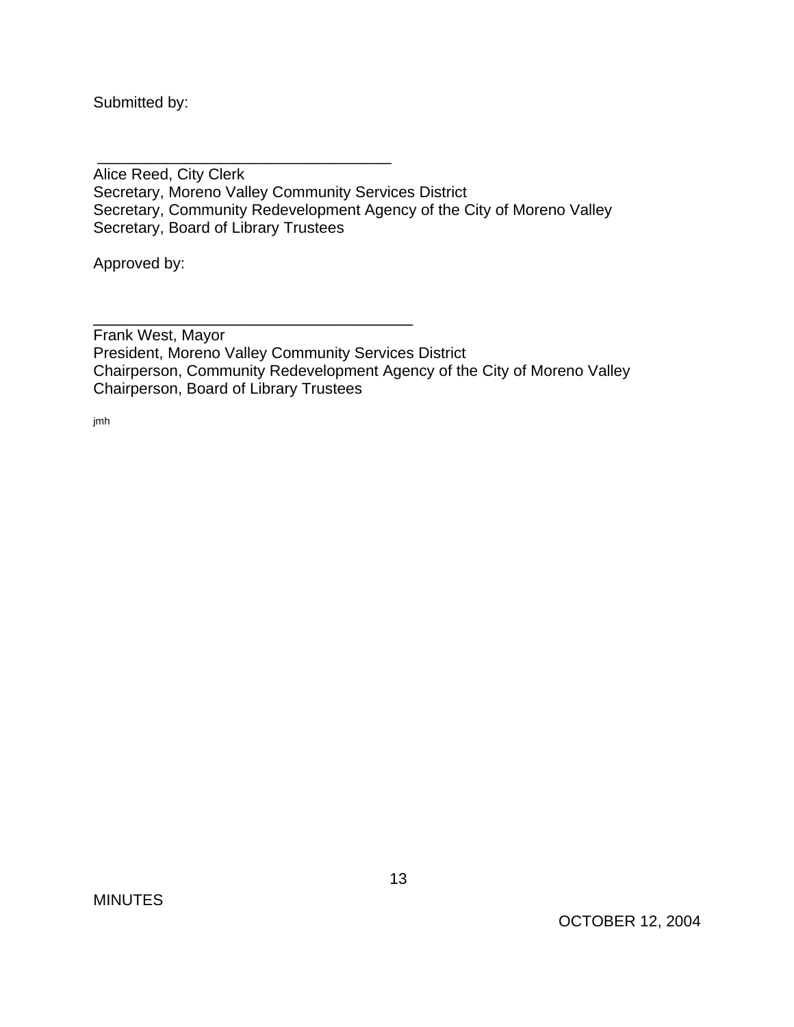Submitted by:

\_\_\_\_\_\_\_\_\_\_\_\_\_\_\_\_\_\_\_\_\_\_\_\_\_\_\_\_\_\_\_\_\_\_\_

Alice Reed, City Clerk
Secretary, Moreno Valley Community Services District
Secretary, Community Redevelopment Agency of the City of Moreno Valley
Secretary, Board of Library Trustees

Approved by:

\_\_\_\_\_\_\_\_\_\_\_\_\_\_\_\_\_\_\_\_\_\_\_\_\_\_\_\_\_\_\_\_\_\_\_\_\_\_

Frank West, Mayor
President, Moreno Valley Community Services District
Chairperson, Community Redevelopment Agency of the City of Moreno Valley
Chairperson, Board of Library Trustees

jmh